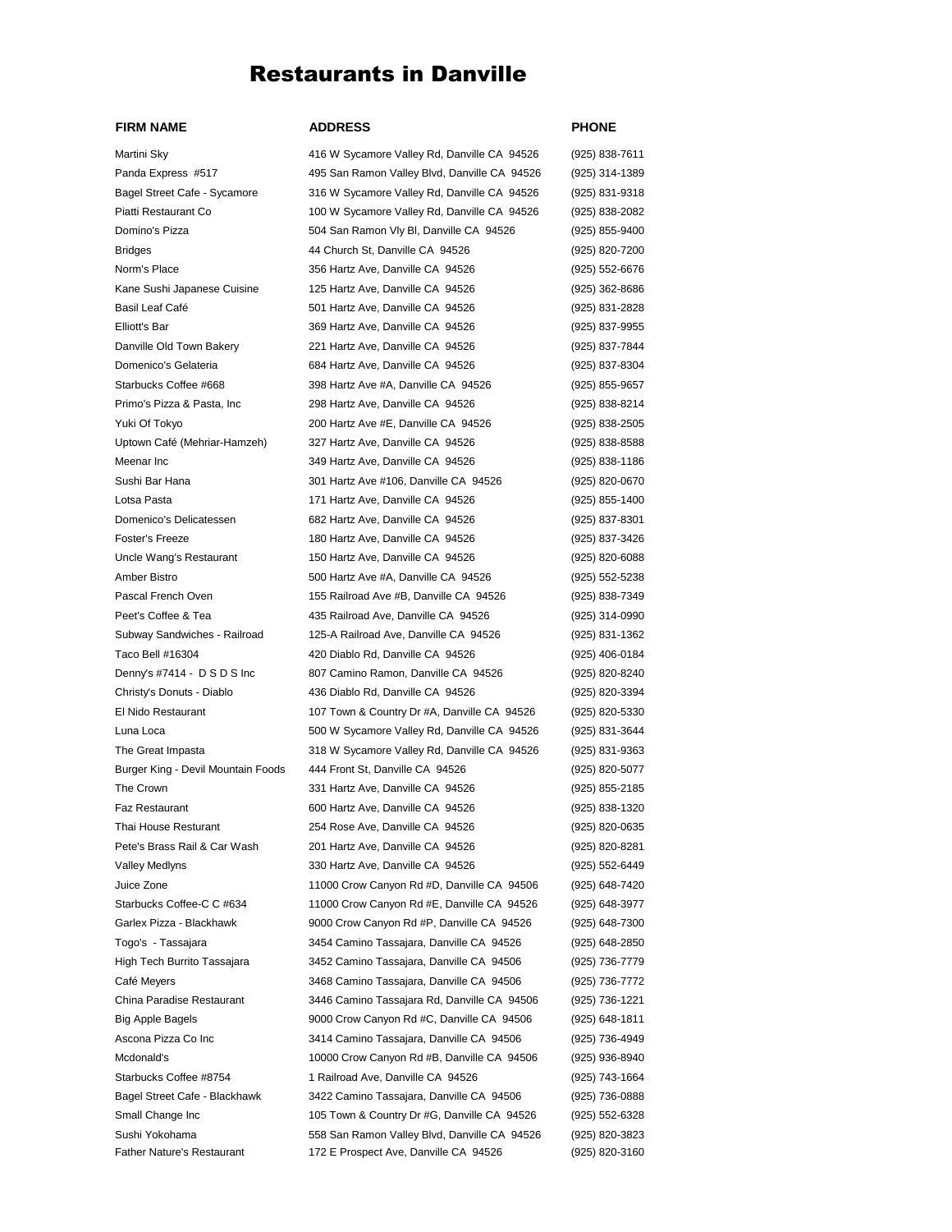# Restaurants in Danville

| FIRM NAME | ADDRESS | PHONE |
|---|---|---|
| Martini Sky | 416 W Sycamore Valley Rd, Danville CA 94526 | (925) 838-7611 |
| Panda Express #517 | 495 San Ramon Valley Blvd, Danville CA 94526 | (925) 314-1389 |
| Bagel Street Cafe - Sycamore | 316 W Sycamore Valley Rd, Danville CA 94526 | (925) 831-9318 |
| Piatti Restaurant Co | 100 W Sycamore Valley Rd, Danville CA 94526 | (925) 838-2082 |
| Domino's Pizza | 504 San Ramon Vly Bl, Danville CA 94526 | (925) 855-9400 |
| Bridges | 44 Church St, Danville CA 94526 | (925) 820-7200 |
| Norm's Place | 356 Hartz Ave, Danville CA 94526 | (925) 552-6676 |
| Kane Sushi Japanese Cuisine | 125 Hartz Ave, Danville CA 94526 | (925) 362-8686 |
| Basil Leaf Café | 501 Hartz Ave, Danville CA 94526 | (925) 831-2828 |
| Elliott's Bar | 369 Hartz Ave, Danville CA 94526 | (925) 837-9955 |
| Danville Old Town Bakery | 221 Hartz Ave, Danville CA 94526 | (925) 837-7844 |
| Domenico's Gelateria | 684 Hartz Ave, Danville CA 94526 | (925) 837-8304 |
| Starbucks Coffee #668 | 398 Hartz Ave #A, Danville CA 94526 | (925) 855-9657 |
| Primo's Pizza & Pasta, Inc | 298 Hartz Ave, Danville CA 94526 | (925) 838-8214 |
| Yuki Of Tokyo | 200 Hartz Ave #E, Danville CA 94526 | (925) 838-2505 |
| Uptown Café (Mehriar-Hamzeh) | 327 Hartz Ave, Danville CA 94526 | (925) 838-8588 |
| Meenar Inc | 349 Hartz Ave, Danville CA 94526 | (925) 838-1186 |
| Sushi Bar Hana | 301 Hartz Ave #106, Danville CA 94526 | (925) 820-0670 |
| Lotsa Pasta | 171 Hartz Ave, Danville CA 94526 | (925) 855-1400 |
| Domenico's Delicatessen | 682 Hartz Ave, Danville CA 94526 | (925) 837-8301 |
| Foster's Freeze | 180 Hartz Ave, Danville CA 94526 | (925) 837-3426 |
| Uncle Wang's Restaurant | 150 Hartz Ave, Danville CA 94526 | (925) 820-6088 |
| Amber Bistro | 500 Hartz Ave #A, Danville CA 94526 | (925) 552-5238 |
| Pascal French Oven | 155 Railroad Ave #B, Danville CA 94526 | (925) 838-7349 |
| Peet's Coffee & Tea | 435 Railroad Ave, Danville CA 94526 | (925) 314-0990 |
| Subway Sandwiches - Railroad | 125-A Railroad Ave, Danville CA 94526 | (925) 831-1362 |
| Taco Bell #16304 | 420 Diablo Rd, Danville CA 94526 | (925) 406-0184 |
| Denny's #7414 - D S D S Inc | 807 Camino Ramon, Danville CA 94526 | (925) 820-8240 |
| Christy's Donuts - Diablo | 436 Diablo Rd, Danville CA 94526 | (925) 820-3394 |
| El Nido Restaurant | 107 Town & Country Dr #A, Danville CA 94526 | (925) 820-5330 |
| Luna Loca | 500 W Sycamore Valley Rd, Danville CA 94526 | (925) 831-3644 |
| The Great Impasta | 318 W Sycamore Valley Rd, Danville CA 94526 | (925) 831-9363 |
| Burger King - Devil Mountain Foods | 444 Front St, Danville CA 94526 | (925) 820-5077 |
| The Crown | 331 Hartz Ave, Danville CA 94526 | (925) 855-2185 |
| Faz Restaurant | 600 Hartz Ave, Danville CA 94526 | (925) 838-1320 |
| Thai House Resturant | 254 Rose Ave, Danville CA 94526 | (925) 820-0635 |
| Pete's Brass Rail & Car Wash | 201 Hartz Ave, Danville CA 94526 | (925) 820-8281 |
| Valley Medlyns | 330 Hartz Ave, Danville CA 94526 | (925) 552-6449 |
| Juice Zone | 11000 Crow Canyon Rd #D, Danville CA 94506 | (925) 648-7420 |
| Starbucks Coffee-C C #634 | 11000 Crow Canyon Rd #E, Danville CA 94526 | (925) 648-3977 |
| Garlex Pizza - Blackhawk | 9000 Crow Canyon Rd #P, Danville CA 94526 | (925) 648-7300 |
| Togo's - Tassajara | 3454 Camino Tassajara, Danville CA 94526 | (925) 648-2850 |
| High Tech Burrito Tassajara | 3452 Camino Tassajara, Danville CA 94506 | (925) 736-7779 |
| Café Meyers | 3468 Camino Tassajara, Danville CA 94506 | (925) 736-7772 |
| China Paradise Restaurant | 3446 Camino Tassajara Rd, Danville CA 94506 | (925) 736-1221 |
| Big Apple Bagels | 9000 Crow Canyon Rd #C, Danville CA 94506 | (925) 648-1811 |
| Ascona Pizza Co Inc | 3414 Camino Tassajara, Danville CA 94506 | (925) 736-4949 |
| Mcdonald's | 10000 Crow Canyon Rd #B, Danville CA 94506 | (925) 936-8940 |
| Starbucks Coffee #8754 | 1 Railroad Ave, Danville CA 94526 | (925) 743-1664 |
| Bagel Street Cafe - Blackhawk | 3422 Camino Tassajara, Danville CA 94506 | (925) 736-0888 |
| Small Change Inc | 105 Town & Country Dr #G, Danville CA 94526 | (925) 552-6328 |
| Sushi Yokohama | 558 San Ramon Valley Blvd, Danville CA 94526 | (925) 820-3823 |
| Father Nature's Restaurant | 172 E Prospect Ave, Danville CA 94526 | (925) 820-3160 |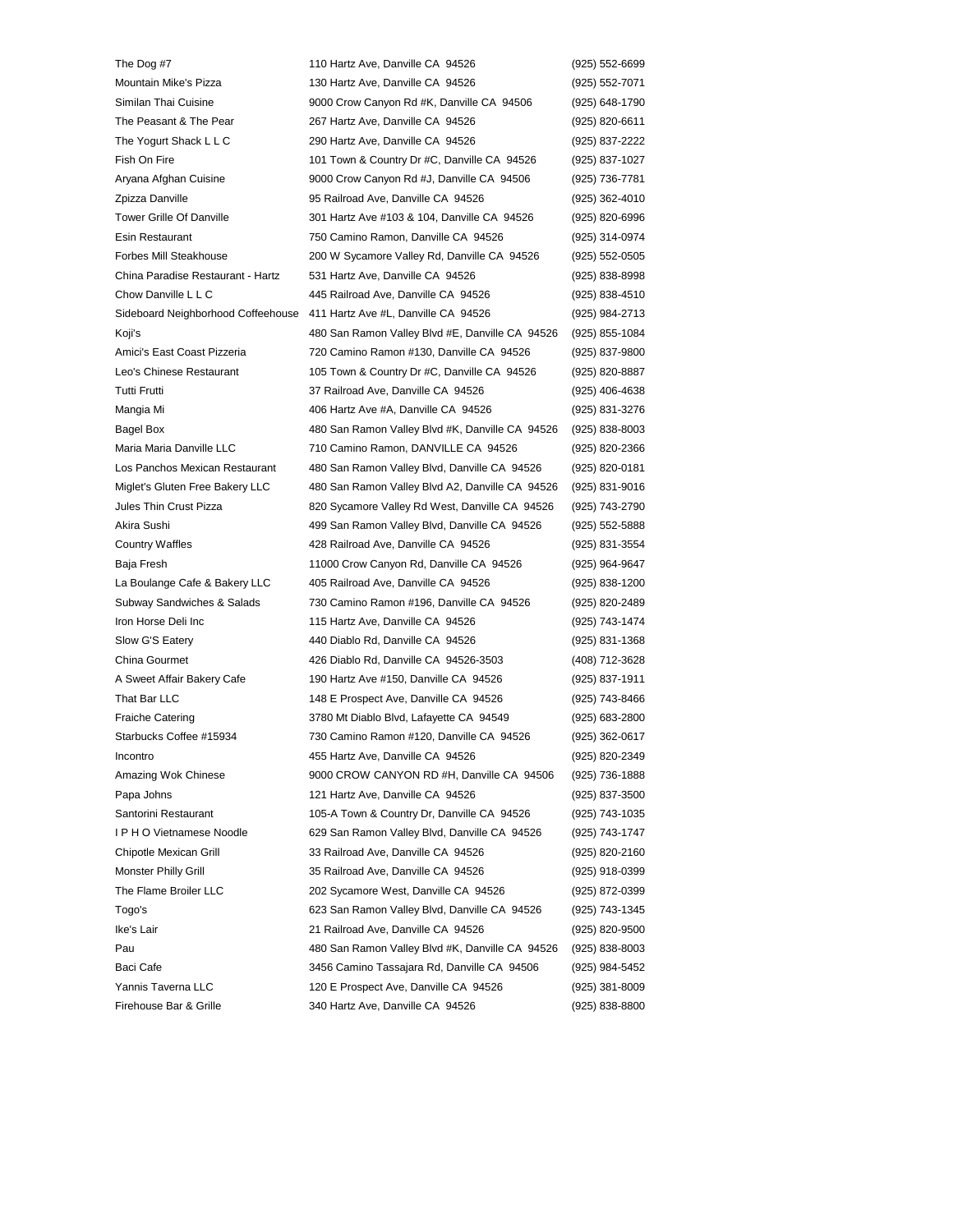| | | |
|---|---|---|
| The Dog #7 | 110 Hartz Ave, Danville CA 94526 | (925) 552-6699 |
| Mountain Mike's Pizza | 130 Hartz Ave, Danville CA 94526 | (925) 552-7071 |
| Similan Thai Cuisine | 9000 Crow Canyon Rd #K, Danville CA 94506 | (925) 648-1790 |
| The Peasant & The Pear | 267 Hartz Ave, Danville CA 94526 | (925) 820-6611 |
| The Yogurt Shack L L C | 290 Hartz Ave, Danville CA 94526 | (925) 837-2222 |
| Fish On Fire | 101 Town & Country Dr #C, Danville CA 94526 | (925) 837-1027 |
| Aryana Afghan Cuisine | 9000 Crow Canyon Rd #J, Danville CA 94506 | (925) 736-7781 |
| Zpizza Danville | 95 Railroad Ave, Danville CA 94526 | (925) 362-4010 |
| Tower Grille Of Danville | 301 Hartz Ave #103 & 104, Danville CA 94526 | (925) 820-6996 |
| Esin Restaurant | 750 Camino Ramon, Danville CA 94526 | (925) 314-0974 |
| Forbes Mill Steakhouse | 200 W Sycamore Valley Rd, Danville CA 94526 | (925) 552-0505 |
| China Paradise Restaurant - Hartz | 531 Hartz Ave, Danville CA 94526 | (925) 838-8998 |
| Chow Danville L L C | 445 Railroad Ave, Danville CA 94526 | (925) 838-4510 |
| Sideboard Neighborhood Coffeehouse | 411 Hartz Ave #L, Danville CA 94526 | (925) 984-2713 |
| Koji's | 480 San Ramon Valley Blvd #E, Danville CA 94526 | (925) 855-1084 |
| Amici's East Coast Pizzeria | 720 Camino Ramon #130, Danville CA 94526 | (925) 837-9800 |
| Leo's Chinese Restaurant | 105 Town & Country Dr #C, Danville CA 94526 | (925) 820-8887 |
| Tutti Frutti | 37 Railroad Ave, Danville CA 94526 | (925) 406-4638 |
| Mangia Mi | 406 Hartz Ave #A, Danville CA 94526 | (925) 831-3276 |
| Bagel Box | 480 San Ramon Valley Blvd #K, Danville CA 94526 | (925) 838-8003 |
| Maria Maria Danville LLC | 710 Camino Ramon, DANVILLE CA 94526 | (925) 820-2366 |
| Los Panchos Mexican Restaurant | 480 San Ramon Valley Blvd, Danville CA 94526 | (925) 820-0181 |
| Miglet's Gluten Free Bakery LLC | 480 San Ramon Valley Blvd A2, Danville CA 94526 | (925) 831-9016 |
| Jules Thin Crust Pizza | 820 Sycamore Valley Rd West, Danville CA 94526 | (925) 743-2790 |
| Akira Sushi | 499 San Ramon Valley Blvd, Danville CA 94526 | (925) 552-5888 |
| Country Waffles | 428 Railroad Ave, Danville CA 94526 | (925) 831-3554 |
| Baja Fresh | 11000 Crow Canyon Rd, Danville CA 94526 | (925) 964-9647 |
| La Boulange Cafe & Bakery LLC | 405 Railroad Ave, Danville CA 94526 | (925) 838-1200 |
| Subway Sandwiches & Salads | 730 Camino Ramon #196, Danville CA 94526 | (925) 820-2489 |
| Iron Horse Deli Inc | 115 Hartz Ave, Danville CA 94526 | (925) 743-1474 |
| Slow G'S Eatery | 440 Diablo Rd, Danville CA 94526 | (925) 831-1368 |
| China Gourmet | 426 Diablo Rd, Danville CA 94526-3503 | (408) 712-3628 |
| A Sweet Affair Bakery Cafe | 190 Hartz Ave #150, Danville CA 94526 | (925) 837-1911 |
| That Bar LLC | 148 E Prospect Ave, Danville CA 94526 | (925) 743-8466 |
| Fraiche Catering | 3780 Mt Diablo Blvd, Lafayette CA 94549 | (925) 683-2800 |
| Starbucks Coffee #15934 | 730 Camino Ramon #120, Danville CA 94526 | (925) 362-0617 |
| Incontro | 455 Hartz Ave, Danville CA 94526 | (925) 820-2349 |
| Amazing Wok Chinese | 9000 CROW CANYON RD #H, Danville CA 94506 | (925) 736-1888 |
| Papa Johns | 121 Hartz Ave, Danville CA 94526 | (925) 837-3500 |
| Santorini Restaurant | 105-A Town & Country Dr, Danville CA 94526 | (925) 743-1035 |
| I P H O Vietnamese Noodle | 629 San Ramon Valley Blvd, Danville CA 94526 | (925) 743-1747 |
| Chipotle Mexican Grill | 33 Railroad Ave, Danville CA 94526 | (925) 820-2160 |
| Monster Philly Grill | 35 Railroad Ave, Danville CA 94526 | (925) 918-0399 |
| The Flame Broiler LLC | 202 Sycamore West, Danville CA 94526 | (925) 872-0399 |
| Togo's | 623 San Ramon Valley Blvd, Danville CA 94526 | (925) 743-1345 |
| Ike's Lair | 21 Railroad Ave, Danville CA 94526 | (925) 820-9500 |
| Pau | 480 San Ramon Valley Blvd #K, Danville CA 94526 | (925) 838-8003 |
| Baci Cafe | 3456 Camino Tassajara Rd, Danville CA 94506 | (925) 984-5452 |
| Yannis Taverna LLC | 120 E Prospect Ave, Danville CA 94526 | (925) 381-8009 |
| Firehouse Bar & Grille | 340 Hartz Ave, Danville CA 94526 | (925) 838-8800 |